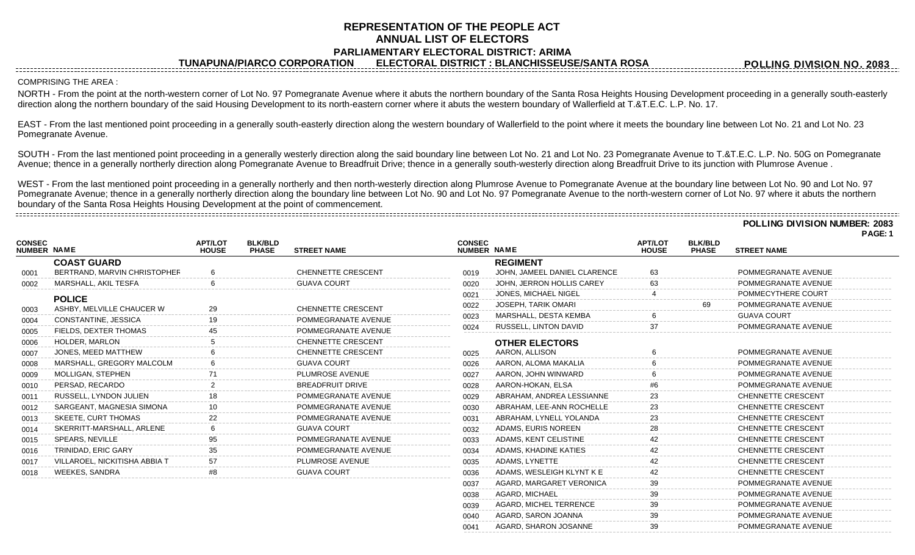# REPRESENTATION OF THE PEOPLE ACT
## ANNUAL LIST OF ELECTORS
### PARLIAMENTARY ELECTORAL DISTRICT: ARIMA

**TUNAPUNA/PIARCO CORPORATION ELECTORAL DISTRICT : BLANCHISSEUSE/SANTA ROSA POLLING DIVISION NO. 2083**

COMPRISING THE AREA :

NORTH - From the point at the north-western corner of Lot No. 97 Pomegranate Avenue where it abuts the northern boundary of the Santa Rosa Heights Housing Development proceeding in a generally south-easterly direction along the northern boundary of the said Housing Development to its north-eastern corner where it abuts the western boundary of Wallerfield at T.&T.E.C. L.P. No. 17.

EAST - From the last mentioned point proceeding in a generally south-easterly direction along the western boundary of Wallerfield to the point where it meets the boundary line between Lot No. 21 and Lot No. 23 Pomegranate Avenue.

SOUTH - From the last mentioned point proceeding in a generally westerly direction along the said boundary line between Lot No. 21 and Lot No. 23 Pomegranate Avenue to T.&T.E.C. L.P. No. 50G on Pomegranate Avenue; thence in a generally northerly direction along Pomegranate Avenue to Breadfruit Drive; thence in a generally south-westerly direction along Breadfruit Drive to its junction with Plumrose Avenue .

WEST - From the last mentioned point proceeding in a generally northerly and then north-westerly direction along Plumrose Avenue to Pomegranate Avenue at the boundary line between Lot No. 90 and Lot No. 97 Pomegranate Avenue; thence in a generally northerly direction along the boundary line between Lot No. 90 and Lot No. 97 Pomegranate Avenue to the north-western corner of Lot No. 97 where it abuts the northern boundary of the Santa Rosa Heights Housing Development at the point of commencement.

**POLLING DIVISION NUMBER: 2083**

| CONSEC NUMBER | NAME | APT/LOT HOUSE | BLK/BLD PHASE | STREET NAME |
|---|---|---|---|---|
| | **COAST GUARD** | | | |
| 0001 | BERTRAND, MARVIN CHRISTOPHEF | 6 | | CHENNETTE CRESCENT |
| 0002 | MARSHALL, AKIL TESFA | 6 | | GUAVA COURT |
| | **POLICE** | | | |
| 0003 | ASHBY, MELVILLE CHAUCER W | 29 | | CHENNETTE CRESCENT |
| 0004 | CONSTANTINE, JESSICA | 19 | | POMMEGRANATE AVENUE |
| 0005 | FIELDS, DEXTER THOMAS | 45 | | POMMEGRANATE AVENUE |
| 0006 | HOLDER, MARLON | 5 | | CHENNETTE CRESCENT |
| 0007 | JONES, MEED MATTHEW | 6 | | CHENNETTE CRESCENT |
| 0008 | MARSHALL, GREGORY MALCOLM | 6 | | GUAVA COURT |
| 0009 | MOLLIGAN, STEPHEN | 71 | | PLUMROSE AVENUE |
| 0010 | PERSAD, RECARDO | 2 | | BREADFRUIT DRIVE |
| 0011 | RUSSELL, LYNDON JULIEN | 18 | | POMMEGRANATE AVENUE |
| 0012 | SARGEANT, MAGNESIA SIMONA | 10 | | POMMEGRANATE AVENUE |
| 0013 | SKEETE, CURT THOMAS | 22 | | POMMEGRANATE AVENUE |
| 0014 | SKERRITT-MARSHALL, ARLENE | 6 | | GUAVA COURT |
| 0015 | SPEARS, NEVILLE | 95 | | POMMEGRANATE AVENUE |
| 0016 | TRINIDAD, ERIC GARY | 35 | | POMMEGRANATE AVENUE |
| 0017 | VILLAROEL, NICKITISHA ABBIA T | 57 | | PLUMROSE AVENUE |
| 0018 | WEEKES, SANDRA | #8 | | GUAVA COURT |
| | **REGIMENT** | | | |
| 0019 | JOHN, JAMEEL DANIEL CLARENCE | 63 | | POMMEGRANATE AVENUE |
| 0020 | JOHN, JERRON HOLLIS CAREY | 63 | | POMMEGRANATE AVENUE |
| 0021 | JONES, MICHAEL NIGEL | 4 | | POMMECYTHERE COURT |
| 0022 | JOSEPH, TARIK OMARI | | 69 | POMMEGRANATE AVENUE |
| 0023 | MARSHALL, DESTA KEMBA | 6 | | GUAVA COURT |
| 0024 | RUSSELL, LINTON DAVID | 37 | | POMMEGRANATE AVENUE |
| | **OTHER ELECTORS** | | | |
| 0025 | AARON, ALLISON | 6 | | POMMEGRANATE AVENUE |
| 0026 | AARON, ALOMA MAKALIA | 6 | | POMMEGRANATE AVENUE |
| 0027 | AARON, JOHN WINWARD | 6 | | POMMEGRANATE AVENUE |
| 0028 | AARON-HOKAN, ELSA | #6 | | POMMEGRANATE AVENUE |
| 0029 | ABRAHAM, ANDREA LESSIANNE | 23 | | CHENNETTE CRESCENT |
| 0030 | ABRAHAM, LEE-ANN ROCHELLE | 23 | | CHENNETTE CRESCENT |
| 0031 | ABRAHAM, LYNELL YOLANDA | 23 | | CHENNETTE CRESCENT |
| 0032 | ADAMS, EURIS NOREEN | 28 | | CHENNETTE CRESCENT |
| 0033 | ADAMS, KENT CELISTINE | 42 | | CHENNETTE CRESCENT |
| 0034 | ADAMS, KHADINE KATIES | 42 | | CHENNETTE CRESCENT |
| 0035 | ADAMS, LYNETTE | 42 | | CHENNETTE CRESCENT |
| 0036 | ADAMS, WESLEIGH KLYNT K E | 42 | | CHENNETTE CRESCENT |
| 0037 | AGARD, MARGARET VERONICA | 39 | | POMMEGRANATE AVENUE |
| 0038 | AGARD, MICHAEL | 39 | | POMMEGRANATE AVENUE |
| 0039 | AGARD, MICHEL TERRENCE | 39 | | POMMEGRANATE AVENUE |
| 0040 | AGARD, SARON JOANNA | 39 | | POMMEGRANATE AVENUE |
| 0041 | AGARD, SHARON JOSANNE | 39 | | POMMEGRANATE AVENUE |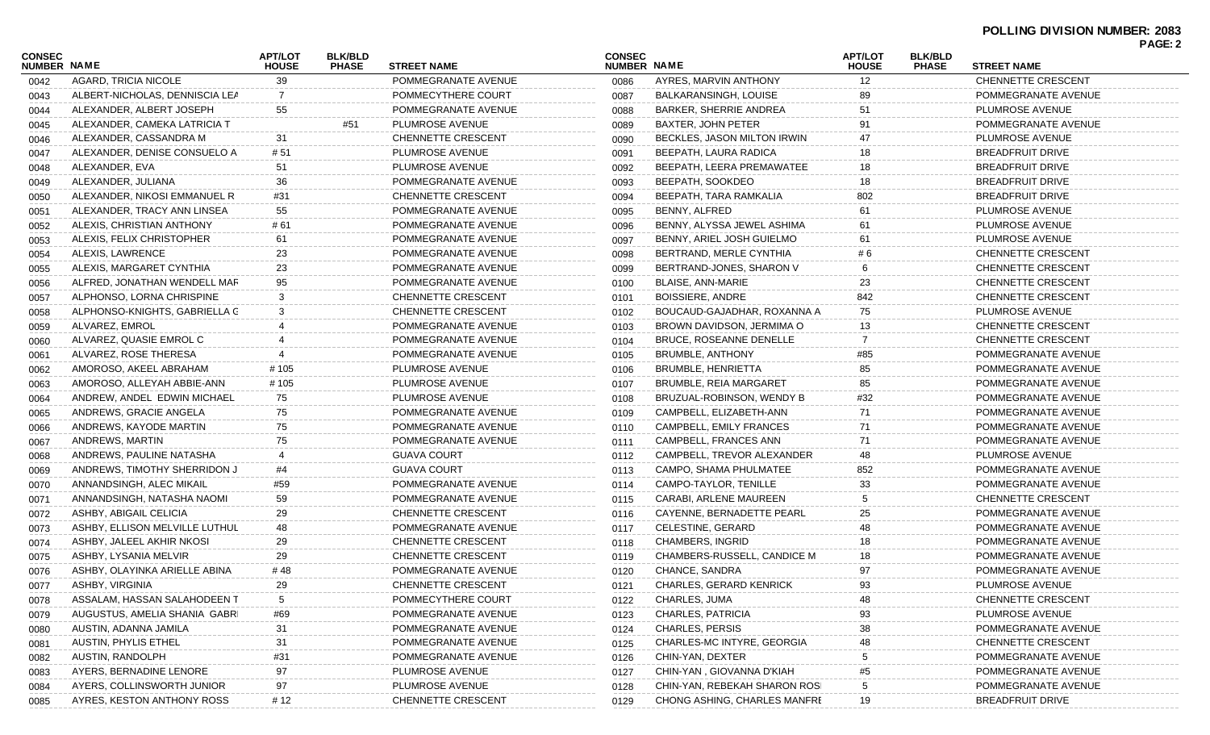**POLLING DIVISION NUMBER: 2083**

| CONSEC NUMBER | NAME | APT/LOT HOUSE | BLK/BLD PHASE | STREET NAME |
|---|---|---|---|---|
| 0042 | AGARD, TRICIA NICOLE | 39 | | POMMEGRANATE AVENUE |
| 0043 | ALBERT-NICHOLAS, DENNISCIA LEA | 7 | | POMMECYTHERE COURT |
| 0044 | ALEXANDER, ALBERT JOSEPH | 55 | | POMMEGRANATE AVENUE |
| 0045 | ALEXANDER, CAMEKA LATRICIA T | | #51 | PLUMROSE AVENUE |
| 0046 | ALEXANDER, CASSANDRA M | 31 | | CHENNETTE CRESCENT |
| 0047 | ALEXANDER, DENISE CONSUELO A | # 51 | | PLUMROSE AVENUE |
| 0048 | ALEXANDER, EVA | 51 | | PLUMROSE AVENUE |
| 0049 | ALEXANDER, JULIANA | 36 | | POMMEGRANATE AVENUE |
| 0050 | ALEXANDER, NIKOSI EMMANUEL R | #31 | | CHENNETTE CRESCENT |
| 0051 | ALEXANDER, TRACY ANN LINSEA | 55 | | POMMEGRANATE AVENUE |
| 0052 | ALEXIS, CHRISTIAN ANTHONY | # 61 | | POMMEGRANATE AVENUE |
| 0053 | ALEXIS, FELIX CHRISTOPHER | 61 | | POMMEGRANATE AVENUE |
| 0054 | ALEXIS, LAWRENCE | 23 | | POMMEGRANATE AVENUE |
| 0055 | ALEXIS, MARGARET CYNTHIA | 23 | | POMMEGRANATE AVENUE |
| 0056 | ALFRED, JONATHAN WENDELL MAF | 95 | | POMMEGRANATE AVENUE |
| 0057 | ALPHONSO, LORNA CHRISPINE | 3 | | CHENNETTE CRESCENT |
| 0058 | ALPHONSO-KNIGHTS, GABRIELLA G | 3 | | CHENNETTE CRESCENT |
| 0059 | ALVAREZ, EMROL | 4 | | POMMEGRANATE AVENUE |
| 0060 | ALVAREZ, QUASIE EMROL C | 4 | | POMMEGRANATE AVENUE |
| 0061 | ALVAREZ, ROSE THERESA | 4 | | POMMEGRANATE AVENUE |
| 0062 | AMOROSO, AKEEL ABRAHAM | # 105 | | PLUMROSE AVENUE |
| 0063 | AMOROSO, ALLEYAH ABBIE-ANN | # 105 | | PLUMROSE AVENUE |
| 0064 | ANDREW, ANDEL EDWIN MICHAEL | 75 | | PLUMROSE AVENUE |
| 0065 | ANDREWS, GRACIE ANGELA | 75 | | POMMEGRANATE AVENUE |
| 0066 | ANDREWS, KAYODE MARTIN | 75 | | POMMEGRANATE AVENUE |
| 0067 | ANDREWS, MARTIN | 75 | | POMMEGRANATE AVENUE |
| 0068 | ANDREWS, PAULINE NATASHA | 4 | | GUAVA COURT |
| 0069 | ANDREWS, TIMOTHY SHERRIDON J | #4 | | GUAVA COURT |
| 0070 | ANNANDSINGH, ALEC MIKAIL | #59 | | POMMEGRANATE AVENUE |
| 0071 | ANNANDSINGH, NATASHA NAOMI | 59 | | POMMEGRANATE AVENUE |
| 0072 | ASHBY, ABIGAIL CELICIA | 29 | | CHENNETTE CRESCENT |
| 0073 | ASHBY, ELLISON MELVILLE LUTHUL | 48 | | POMMEGRANATE AVENUE |
| 0074 | ASHBY, JALEEL AKHIR NKOSI | 29 | | CHENNETTE CRESCENT |
| 0075 | ASHBY, LYSANIA MELVIR | 29 | | CHENNETTE CRESCENT |
| 0076 | ASHBY, OLAYINKA ARIELLE ABINA | # 48 | | POMMEGRANATE AVENUE |
| 0077 | ASHBY, VIRGINIA | 29 | | CHENNETTE CRESCENT |
| 0078 | ASSALAM, HASSAN SALAHODEEN T | 5 | | POMMECYTHERE COURT |
| 0079 | AUGUSTUS, AMELIA SHANIA GABRI | #69 | | POMMEGRANATE AVENUE |
| 0080 | AUSTIN, ADANNA JAMILA | 31 | | POMMEGRANATE AVENUE |
| 0081 | AUSTIN, PHYLIS ETHEL | 31 | | POMMEGRANATE AVENUE |
| 0082 | AUSTIN, RANDOLPH | #31 | | POMMEGRANATE AVENUE |
| 0083 | AYERS, BERNADINE LENORE | 97 | | PLUMROSE AVENUE |
| 0084 | AYERS, COLLINSWORTH JUNIOR | 97 | | PLUMROSE AVENUE |
| 0085 | AYRES, KESTON ANTHONY ROSS | # 12 | | CHENNETTE CRESCENT |
| 0086 | AYRES, MARVIN ANTHONY | 12 | | CHENNETTE CRESCENT |
| 0087 | BALKARANSINGH, LOUISE | 89 | | POMMEGRANATE AVENUE |
| 0088 | BARKER, SHERRIE ANDREA | 51 | | PLUMROSE AVENUE |
| 0089 | BAXTER, JOHN PETER | 91 | | POMMEGRANATE AVENUE |
| 0090 | BECKLES, JASON MILTON IRWIN | 47 | | PLUMROSE AVENUE |
| 0091 | BEEPATH, LAURA RADICA | 18 | | BREADFRUIT DRIVE |
| 0092 | BEEPATH, LEERA PREMAWATEE | 18 | | BREADFRUIT DRIVE |
| 0093 | BEEPATH, SOOKDEO | 18 | | BREADFRUIT DRIVE |
| 0094 | BEEPATH, TARA RAMKALIA | 802 | | BREADFRUIT DRIVE |
| 0095 | BENNY, ALFRED | 61 | | PLUMROSE AVENUE |
| 0096 | BENNY, ALYSSA JEWEL ASHIMA | 61 | | PLUMROSE AVENUE |
| 0097 | BENNY, ARIEL JOSH GUIELMO | 61 | | PLUMROSE AVENUE |
| 0098 | BERTRAND, MERLE CYNTHIA | # 6 | | CHENNETTE CRESCENT |
| 0099 | BERTRAND-JONES, SHARON V | 6 | | CHENNETTE CRESCENT |
| 0100 | BLAISE, ANN-MARIE | 23 | | CHENNETTE CRESCENT |
| 0101 | BOISSIERE, ANDRE | 842 | | CHENNETTE CRESCENT |
| 0102 | BOUCAUD-GAJADHAR, ROXANNA A | 75 | | PLUMROSE AVENUE |
| 0103 | BROWN DAVIDSON, JERMIMA O | 13 | | CHENNETTE CRESCENT |
| 0104 | BRUCE, ROSEANNE DENELLE | 7 | | CHENNETTE CRESCENT |
| 0105 | BRUMBLE, ANTHONY | #85 | | POMMEGRANATE AVENUE |
| 0106 | BRUMBLE, HENRIETTA | 85 | | POMMEGRANATE AVENUE |
| 0107 | BRUMBLE, REIA MARGARET | 85 | | POMMEGRANATE AVENUE |
| 0108 | BRUZUAL-ROBINSON, WENDY B | #32 | | POMMEGRANATE AVENUE |
| 0109 | CAMPBELL, ELIZABETH-ANN | 71 | | POMMEGRANATE AVENUE |
| 0110 | CAMPBELL, EMILY FRANCES | 71 | | POMMEGRANATE AVENUE |
| 0111 | CAMPBELL, FRANCES ANN | 71 | | POMMEGRANATE AVENUE |
| 0112 | CAMPBELL, TREVOR ALEXANDER | 48 | | PLUMROSE AVENUE |
| 0113 | CAMPO, SHAMA PHULMATEE | 852 | | POMMEGRANATE AVENUE |
| 0114 | CAMPO-TAYLOR, TENILLE | 33 | | POMMEGRANATE AVENUE |
| 0115 | CARABI, ARLENE MAUREEN | 5 | | CHENNETTE CRESCENT |
| 0116 | CAYENNE, BERNADETTE PEARL | 25 | | POMMEGRANATE AVENUE |
| 0117 | CELESTINE, GERARD | 48 | | POMMEGRANATE AVENUE |
| 0118 | CHAMBERS, INGRID | 18 | | POMMEGRANATE AVENUE |
| 0119 | CHAMBERS-RUSSELL, CANDICE M | 18 | | POMMEGRANATE AVENUE |
| 0120 | CHANCE, SANDRA | 97 | | POMMEGRANATE AVENUE |
| 0121 | CHARLES, GERARD KENRICK | 93 | | PLUMROSE AVENUE |
| 0122 | CHARLES, JUMA | 48 | | CHENNETTE CRESCENT |
| 0123 | CHARLES, PATRICIA | 93 | | PLUMROSE AVENUE |
| 0124 | CHARLES, PERSIS | 38 | | POMMEGRANATE AVENUE |
| 0125 | CHARLES-MC INTYRE, GEORGIA | 48 | | CHENNETTE CRESCENT |
| 0126 | CHIN-YAN, DEXTER | 5 | | POMMEGRANATE AVENUE |
| 0127 | CHIN-YAN , GIOVANNA D'KIAH | #5 | | POMMEGRANATE AVENUE |
| 0128 | CHIN-YAN, REBEKAH SHARON ROS | 5 | | POMMEGRANATE AVENUE |
| 0129 | CHONG ASHING, CHARLES MANFRE | 19 | | BREADFRUIT DRIVE |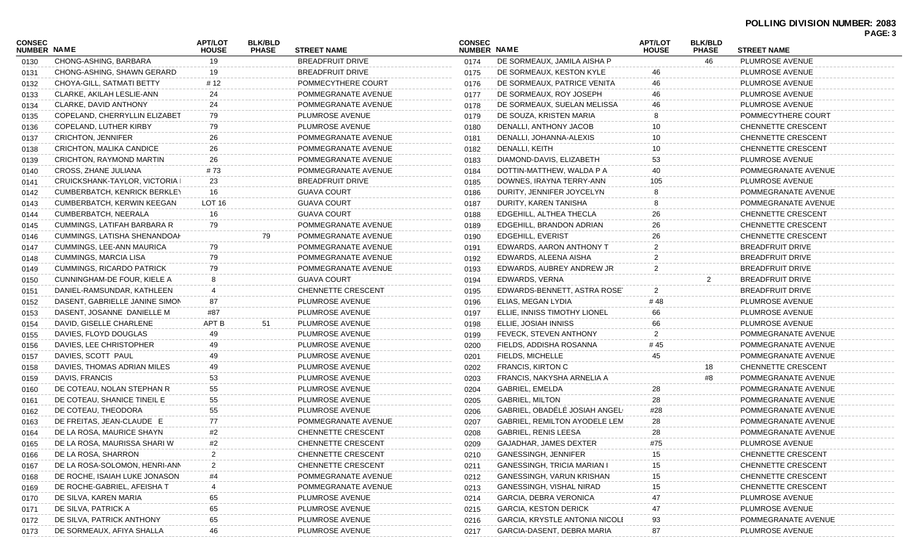**POLLING DIVISION NUMBER: 2083**

| CONSEC NUMBER | NAME | APT/LOT HOUSE | BLK/BLD PHASE | STREET NAME |
|---|---|---|---|---|
| 0130 | CHONG-ASHING, BARBARA | 19 | | BREADFRUIT DRIVE |
| 0131 | CHONG-ASHING, SHAWN GERARD | 19 | | BREADFRUIT DRIVE |
| 0132 | CHOYA-GILL, SATMATI BETTY | # 12 | | POMMECYTHERE COURT |
| 0133 | CLARKE, AKILAH LESLIE-ANN | 24 | | POMMEGRANATE AVENUE |
| 0134 | CLARKE, DAVID ANTHONY | 24 | | POMMEGRANATE AVENUE |
| 0135 | COPELAND, CHERRYLLIN ELIZABET | 79 | | PLUMROSE AVENUE |
| 0136 | COPELAND, LUTHER KIRBY | 79 | | PLUMROSE AVENUE |
| 0137 | CRICHTON, JENNIFER | 26 | | POMMEGRANATE AVENUE |
| 0138 | CRICHTON, MALIKA CANDICE | 26 | | POMMEGRANATE AVENUE |
| 0139 | CRICHTON, RAYMOND MARTIN | 26 | | POMMEGRANATE AVENUE |
| 0140 | CROSS, ZHANE JULIANA | # 73 | | POMMEGRANATE AVENUE |
| 0141 | CRUICKSHANK-TAYLOR, VICTORIA I | 23 | | BREADFRUIT DRIVE |
| 0142 | CUMBERBATCH, KENRICK BERKLEY | 16 | | GUAVA COURT |
| 0143 | CUMBERBATCH, KERWIN KEEGAN | LOT 16 | | GUAVA COURT |
| 0144 | CUMBERBATCH, NEERALA | 16 | | GUAVA COURT |
| 0145 | CUMMINGS, LATIFAH BARBARA R | 79 | | POMMEGRANATE AVENUE |
| 0146 | CUMMINGS, LATISHA SHENANDOAH | | 79 | POMMEGRANATE AVENUE |
| 0147 | CUMMINGS, LEE-ANN MAURICA | 79 | | POMMEGRANATE AVENUE |
| 0148 | CUMMINGS, MARCIA LISA | 79 | | POMMEGRANATE AVENUE |
| 0149 | CUMMINGS, RICARDO PATRICK | 79 | | POMMEGRANATE AVENUE |
| 0150 | CUNNINGHAM-DE FOUR, KIELE A | 8 | | GUAVA COURT |
| 0151 | DANIEL-RAMSUNDAR, KATHLEEN | 4 | | CHENNETTE CRESCENT |
| 0152 | DASENT, GABRIELLE JANINE SIMON | 87 | | PLUMROSE AVENUE |
| 0153 | DASENT, JOSANNE DANIELLE M | #87 | | PLUMROSE AVENUE |
| 0154 | DAVID, GISELLE CHARLENE | APT B | 51 | PLUMROSE AVENUE |
| 0155 | DAVIES, FLOYD DOUGLAS | 49 | | PLUMROSE AVENUE |
| 0156 | DAVIES, LEE CHRISTOPHER | 49 | | PLUMROSE AVENUE |
| 0157 | DAVIES, SCOTT PAUL | 49 | | PLUMROSE AVENUE |
| 0158 | DAVIES, THOMAS ADRIAN MILES | 49 | | PLUMROSE AVENUE |
| 0159 | DAVIS, FRANCIS | 53 | | PLUMROSE AVENUE |
| 0160 | DE COTEAU, NOLAN STEPHAN R | 55 | | PLUMROSE AVENUE |
| 0161 | DE COTEAU, SHANICE TINEIL E | 55 | | PLUMROSE AVENUE |
| 0162 | DE COTEAU, THEODORA | 55 | | PLUMROSE AVENUE |
| 0163 | DE FREITAS, JEAN-CLAUDE E | 77 | | POMMEGRANATE AVENUE |
| 0164 | DE LA ROSA, MAURICE SHAYN | #2 | | CHENNETTE CRESCENT |
| 0165 | DE LA ROSA, MAURISSA SHARI W | #2 | | CHENNETTE CRESCENT |
| 0166 | DE LA ROSA, SHARRON | 2 | | CHENNETTE CRESCENT |
| 0167 | DE LA ROSA-SOLOMON, HENRI-ANN | 2 | | CHENNETTE CRESCENT |
| 0168 | DE ROCHE, ISAIAH LUKE JONASON | #4 | | POMMEGRANATE AVENUE |
| 0169 | DE ROCHE-GABRIEL, AFEISHA T | 4 | | POMMEGRANATE AVENUE |
| 0170 | DE SILVA, KAREN MARIA | 65 | | PLUMROSE AVENUE |
| 0171 | DE SILVA, PATRICK A | 65 | | PLUMROSE AVENUE |
| 0172 | DE SILVA, PATRICK ANTHONY | 65 | | PLUMROSE AVENUE |
| 0173 | DE SORMEAUX, AFIYA SHALLA | 46 | | PLUMROSE AVENUE |
| 0174 | DE SORMEAUX, JAMILA AISHA P | | 46 | PLUMROSE AVENUE |
| 0175 | DE SORMEAUX, KESTON KYLE | 46 | | PLUMROSE AVENUE |
| 0176 | DE SORMEAUX, PATRICE VENITA | 46 | | PLUMROSE AVENUE |
| 0177 | DE SORMEAUX, ROY JOSEPH | 46 | | PLUMROSE AVENUE |
| 0178 | DE SORMEAUX, SUELAN MELISSA | 46 | | PLUMROSE AVENUE |
| 0179 | DE SOUZA, KRISTEN MARIA | 8 | | POMMECYTHERE COURT |
| 0180 | DENALLI, ANTHONY JACOB | 10 | | CHENNETTE CRESCENT |
| 0181 | DENALLI, JOHANNA-ALEXIS | 10 | | CHENNETTE CRESCENT |
| 0182 | DENALLI, KEITH | 10 | | CHENNETTE CRESCENT |
| 0183 | DIAMOND-DAVIS, ELIZABETH | 53 | | PLUMROSE AVENUE |
| 0184 | DOTTIN-MATTHEW, WALDA P A | 40 | | POMMEGRANATE AVENUE |
| 0185 | DOWNES, IRAYNA TERRY-ANN | 105 | | PLUMROSE AVENUE |
| 0186 | DURITY, JENNIFER JOYCELYN | 8 | | POMMEGRANATE AVENUE |
| 0187 | DURITY, KAREN TANISHA | 8 | | POMMEGRANATE AVENUE |
| 0188 | EDGEHILL, ALTHEA THECLA | 26 | | CHENNETTE CRESCENT |
| 0189 | EDGEHILL, BRANDON ADRIAN | 26 | | CHENNETTE CRESCENT |
| 0190 | EDGEHILL, EVERIST | 26 | | CHENNETTE CRESCENT |
| 0191 | EDWARDS, AARON ANTHONY T | 2 | | BREADFRUIT DRIVE |
| 0192 | EDWARDS, ALEENA AISHA | 2 | | BREADFRUIT DRIVE |
| 0193 | EDWARDS, AUBREY ANDREW JR | 2 | | BREADFRUIT DRIVE |
| 0194 | EDWARDS, VERNA | | 2 | BREADFRUIT DRIVE |
| 0195 | EDWARDS-BENNETT, ASTRA ROSE | 2 | | BREADFRUIT DRIVE |
| 0196 | ELIAS, MEGAN LYDIA | # 48 | | PLUMROSE AVENUE |
| 0197 | ELLIE, INNISS TIMOTHY LIONEL | 66 | | PLUMROSE AVENUE |
| 0198 | ELLIE, JOSIAH INNISS | 66 | | PLUMROSE AVENUE |
| 0199 | FEVECK, STEVEN ANTHONY | 2 | | POMMEGRANATE AVENUE |
| 0200 | FIELDS, ADDISHA ROSANNA | # 45 | | POMMEGRANATE AVENUE |
| 0201 | FIELDS, MICHELLE | 45 | | POMMEGRANATE AVENUE |
| 0202 | FRANCIS, KIRTON C | | 18 | CHENNETTE CRESCENT |
| 0203 | FRANCIS, NAKYSHA ARNELIA A | | #8 | POMMEGRANATE AVENUE |
| 0204 | GABRIEL, EMELDA | 28 | | POMMEGRANATE AVENUE |
| 0205 | GABRIEL, MILTON | 28 | | POMMEGRANATE AVENUE |
| 0206 | GABRIEL, OBADÉLÉ JOSIAH ANGEL | #28 | | POMMEGRANATE AVENUE |
| 0207 | GABRIEL, REMILTON AYODELE LEM | 28 | | POMMEGRANATE AVENUE |
| 0208 | GABRIEL, RENIS LEESA | 28 | | POMMEGRANATE AVENUE |
| 0209 | GAJADHAR, JAMES DEXTER | #75 | | PLUMROSE AVENUE |
| 0210 | GANESSINGH, JENNIFER | 15 | | CHENNETTE CRESCENT |
| 0211 | GANESSINGH, TRICIA MARIAN I | 15 | | CHENNETTE CRESCENT |
| 0212 | GANESSINGH, VARUN KRISHAN | 15 | | CHENNETTE CRESCENT |
| 0213 | GANESSINGH, VISHAL NIRAD | 15 | | CHENNETTE CRESCENT |
| 0214 | GARCIA, DEBRA VERONICA | 47 | | PLUMROSE AVENUE |
| 0215 | GARCIA, KESTON DERICK | 47 | | PLUMROSE AVENUE |
| 0216 | GARCIA, KRYSTLE ANTONIA NICOLI | 93 | | POMMEGRANATE AVENUE |
| 0217 | GARCIA-DASENT, DEBRA MARIA | 87 | | PLUMROSE AVENUE |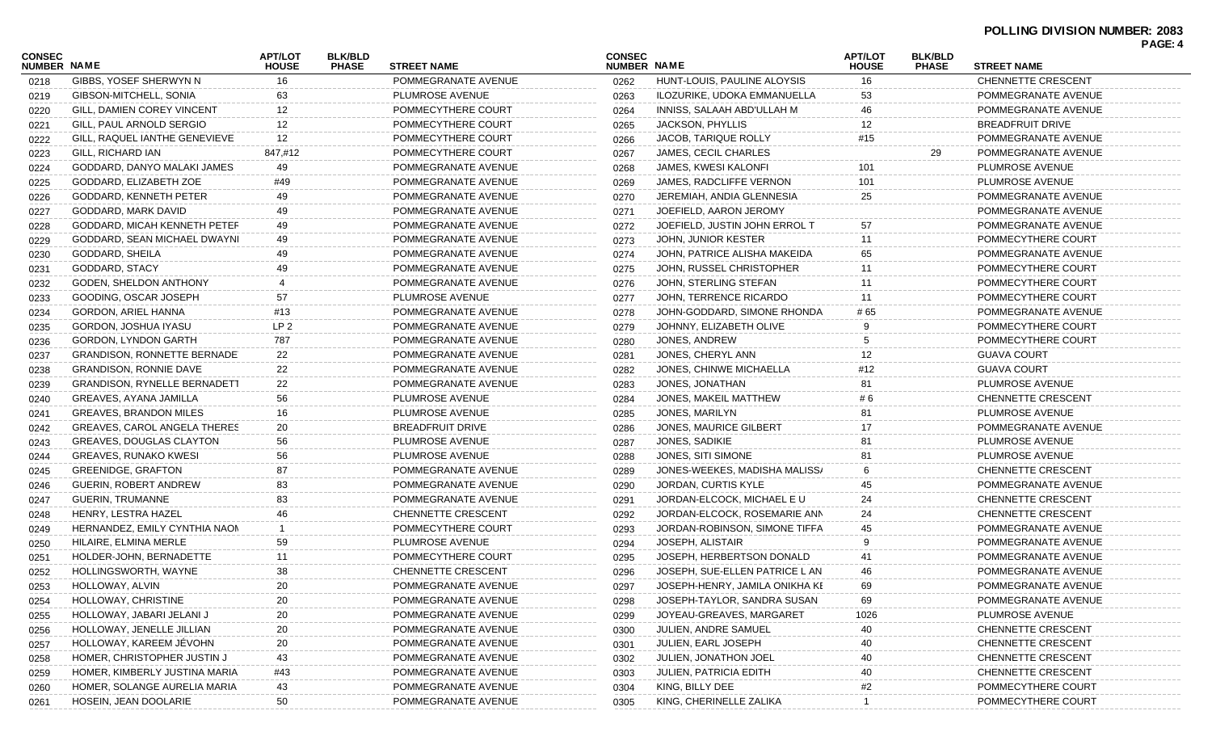**POLLING DIVISION NUMBER: 2083**

| CONSEC NUMBER | NAME | APT/LOT HOUSE | BLK/BLD PHASE | STREET NAME |
|---|---|---|---|---|
| 0218 | GIBBS, YOSEF SHERWYN N | 16 | | POMMEGRANATE AVENUE |
| 0219 | GIBSON-MITCHELL, SONIA | 63 | | PLUMROSE AVENUE |
| 0220 | GILL, DAMIEN COREY VINCENT | 12 | | POMMECYTHERE COURT |
| 0221 | GILL, PAUL ARNOLD SERGIO | 12 | | POMMECYTHERE COURT |
| 0222 | GILL, RAQUEL IANTHE GENEVIEVE | 12 | | POMMECYTHERE COURT |
| 0223 | GILL, RICHARD IAN | 847,#12 | | POMMECYTHERE COURT |
| 0224 | GODDARD, DANYO MALAKI JAMES | 49 | | POMMEGRANATE AVENUE |
| 0225 | GODDARD, ELIZABETH ZOE | #49 | | POMMEGRANATE AVENUE |
| 0226 | GODDARD, KENNETH PETER | 49 | | POMMEGRANATE AVENUE |
| 0227 | GODDARD, MARK DAVID | 49 | | POMMEGRANATE AVENUE |
| 0228 | GODDARD, MICAH KENNETH PETEF | 49 | | POMMEGRANATE AVENUE |
| 0229 | GODDARD, SEAN MICHAEL DWAYNI | 49 | | POMMEGRANATE AVENUE |
| 0230 | GODDARD, SHEILA | 49 | | POMMEGRANATE AVENUE |
| 0231 | GODDARD, STACY | 49 | | POMMEGRANATE AVENUE |
| 0232 | GODEN, SHELDON ANTHONY | 4 | | POMMEGRANATE AVENUE |
| 0233 | GOODING, OSCAR JOSEPH | 57 | | PLUMROSE AVENUE |
| 0234 | GORDON, ARIEL HANNA | #13 | | POMMEGRANATE AVENUE |
| 0235 | GORDON, JOSHUA IYASU | LP 2 | | POMMEGRANATE AVENUE |
| 0236 | GORDON, LYNDON GARTH | 787 | | POMMEGRANATE AVENUE |
| 0237 | GRANDISON, RONNETTE BERNADE | 22 | | POMMEGRANATE AVENUE |
| 0238 | GRANDISON, RONNIE DAVE | 22 | | POMMEGRANATE AVENUE |
| 0239 | GRANDISON, RYNELLE BERNADETT | 22 | | POMMEGRANATE AVENUE |
| 0240 | GREAVES, AYANA JAMILLA | 56 | | PLUMROSE AVENUE |
| 0241 | GREAVES, BRANDON MILES | 16 | | PLUMROSE AVENUE |
| 0242 | GREAVES, CAROL ANGELA THERES | 20 | | BREADFRUIT DRIVE |
| 0243 | GREAVES, DOUGLAS CLAYTON | 56 | | PLUMROSE AVENUE |
| 0244 | GREAVES, RUNAKO KWESI | 56 | | PLUMROSE AVENUE |
| 0245 | GREENIDGE, GRAFTON | 87 | | POMMEGRANATE AVENUE |
| 0246 | GUERIN, ROBERT ANDREW | 83 | | POMMEGRANATE AVENUE |
| 0247 | GUERIN, TRUMANNE | 83 | | POMMEGRANATE AVENUE |
| 0248 | HENRY, LESTRA HAZEL | 46 | | CHENNETTE CRESCENT |
| 0249 | HERNANDEZ, EMILY CYNTHIA NAOM | 1 | | POMMECYTHERE COURT |
| 0250 | HILAIRE, ELMINA MERLE | 59 | | PLUMROSE AVENUE |
| 0251 | HOLDER-JOHN, BERNADETTE | 11 | | POMMECYTHERE COURT |
| 0252 | HOLLINGSWORTH, WAYNE | 38 | | CHENNETTE CRESCENT |
| 0253 | HOLLOWAY, ALVIN | 20 | | POMMEGRANATE AVENUE |
| 0254 | HOLLOWAY, CHRISTINE | 20 | | POMMEGRANATE AVENUE |
| 0255 | HOLLOWAY, JABARI JELANI J | 20 | | POMMEGRANATE AVENUE |
| 0256 | HOLLOWAY, JENELLE JILLIAN | 20 | | POMMEGRANATE AVENUE |
| 0257 | HOLLOWAY, KAREEM JÉVOHN | 20 | | POMMEGRANATE AVENUE |
| 0258 | HOMER, CHRISTOPHER JUSTIN J | 43 | | POMMEGRANATE AVENUE |
| 0259 | HOMER, KIMBERLY JUSTINA MARIA | #43 | | POMMEGRANATE AVENUE |
| 0260 | HOMER, SOLANGE AURELIA MARIA | 43 | | POMMEGRANATE AVENUE |
| 0261 | HOSEIN, JEAN DOOLARIE | 50 | | POMMEGRANATE AVENUE |
| 0262 | HUNT-LOUIS, PAULINE ALOYSIS | 16 | | CHENNETTE CRESCENT |
| 0263 | ILOZURIKE, UDOKA EMMANUELLA | 53 | | POMMEGRANATE AVENUE |
| 0264 | INNISS, SALAAH ABD'ULLAH M | 46 | | POMMEGRANATE AVENUE |
| 0265 | JACKSON, PHYLLIS | 12 | | BREADFRUIT DRIVE |
| 0266 | JACOB, TARIQUE ROLLY | #15 | | POMMEGRANATE AVENUE |
| 0267 | JAMES, CECIL CHARLES | | 29 | POMMEGRANATE AVENUE |
| 0268 | JAMES, KWESI KALONFI | 101 | | PLUMROSE AVENUE |
| 0269 | JAMES, RADCLIFFE VERNON | 101 | | PLUMROSE AVENUE |
| 0270 | JEREMIAH, ANDIA GLENNESIA | 25 | | POMMEGRANATE AVENUE |
| 0271 | JOEFIELD, AARON JEROMY | | | POMMEGRANATE AVENUE |
| 0272 | JOEFIELD, JUSTIN JOHN ERROL T | 57 | | POMMEGRANATE AVENUE |
| 0273 | JOHN, JUNIOR KESTER | 11 | | POMMECYTHERE COURT |
| 0274 | JOHN, PATRICE ALISHA MAKEIDA | 65 | | POMMEGRANATE AVENUE |
| 0275 | JOHN, RUSSEL CHRISTOPHER | 11 | | POMMECYTHERE COURT |
| 0276 | JOHN, STERLING STEFAN | 11 | | POMMECYTHERE COURT |
| 0277 | JOHN, TERRENCE RICARDO | 11 | | POMMECYTHERE COURT |
| 0278 | JOHN-GODDARD, SIMONE RHONDA | # 65 | | POMMEGRANATE AVENUE |
| 0279 | JOHNNY, ELIZABETH OLIVE | 9 | | POMMECYTHERE COURT |
| 0280 | JONES, ANDREW | 5 | | POMMECYTHERE COURT |
| 0281 | JONES, CHERYL ANN | 12 | | GUAVA COURT |
| 0282 | JONES, CHINWE MICHAELLA | #12 | | GUAVA COURT |
| 0283 | JONES, JONATHAN | 81 | | PLUMROSE AVENUE |
| 0284 | JONES, MAKEIL MATTHEW | # 6 | | CHENNETTE CRESCENT |
| 0285 | JONES, MARILYN | 81 | | PLUMROSE AVENUE |
| 0286 | JONES, MAURICE GILBERT | 17 | | POMMEGRANATE AVENUE |
| 0287 | JONES, SADIKIE | 81 | | PLUMROSE AVENUE |
| 0288 | JONES, SITI SIMONE | 81 | | PLUMROSE AVENUE |
| 0289 | JONES-WEEKES, MADISHA MALISS/ | 6 | | CHENNETTE CRESCENT |
| 0290 | JORDAN, CURTIS KYLE | 45 | | POMMEGRANATE AVENUE |
| 0291 | JORDAN-ELCOCK, MICHAEL E U | 24 | | CHENNETTE CRESCENT |
| 0292 | JORDAN-ELCOCK, ROSEMARIE ANN | 24 | | CHENNETTE CRESCENT |
| 0293 | JORDAN-ROBINSON, SIMONE TIFFA | 45 | | POMMEGRANATE AVENUE |
| 0294 | JOSEPH, ALISTAIR | 9 | | POMMEGRANATE AVENUE |
| 0295 | JOSEPH, HERBERTSON DONALD | 41 | | POMMEGRANATE AVENUE |
| 0296 | JOSEPH, SUE-ELLEN PATRICE L AN | 46 | | POMMEGRANATE AVENUE |
| 0297 | JOSEPH-HENRY, JAMILA ONIKHA KE | 69 | | POMMEGRANATE AVENUE |
| 0298 | JOSEPH-TAYLOR, SANDRA SUSAN | 69 | | POMMEGRANATE AVENUE |
| 0299 | JOYEAU-GREAVES, MARGARET | 1026 | | PLUMROSE AVENUE |
| 0300 | JULIEN, ANDRE SAMUEL | 40 | | CHENNETTE CRESCENT |
| 0301 | JULIEN, EARL JOSEPH | 40 | | CHENNETTE CRESCENT |
| 0302 | JULIEN, JONATHON JOEL | 40 | | CHENNETTE CRESCENT |
| 0303 | JULIEN, PATRICIA EDITH | 40 | | CHENNETTE CRESCENT |
| 0304 | KING, BILLY DEE | #2 | | POMMECYTHERE COURT |
| 0305 | KING, CHERINELLE ZALIKA | 1 | | POMMECYTHERE COURT |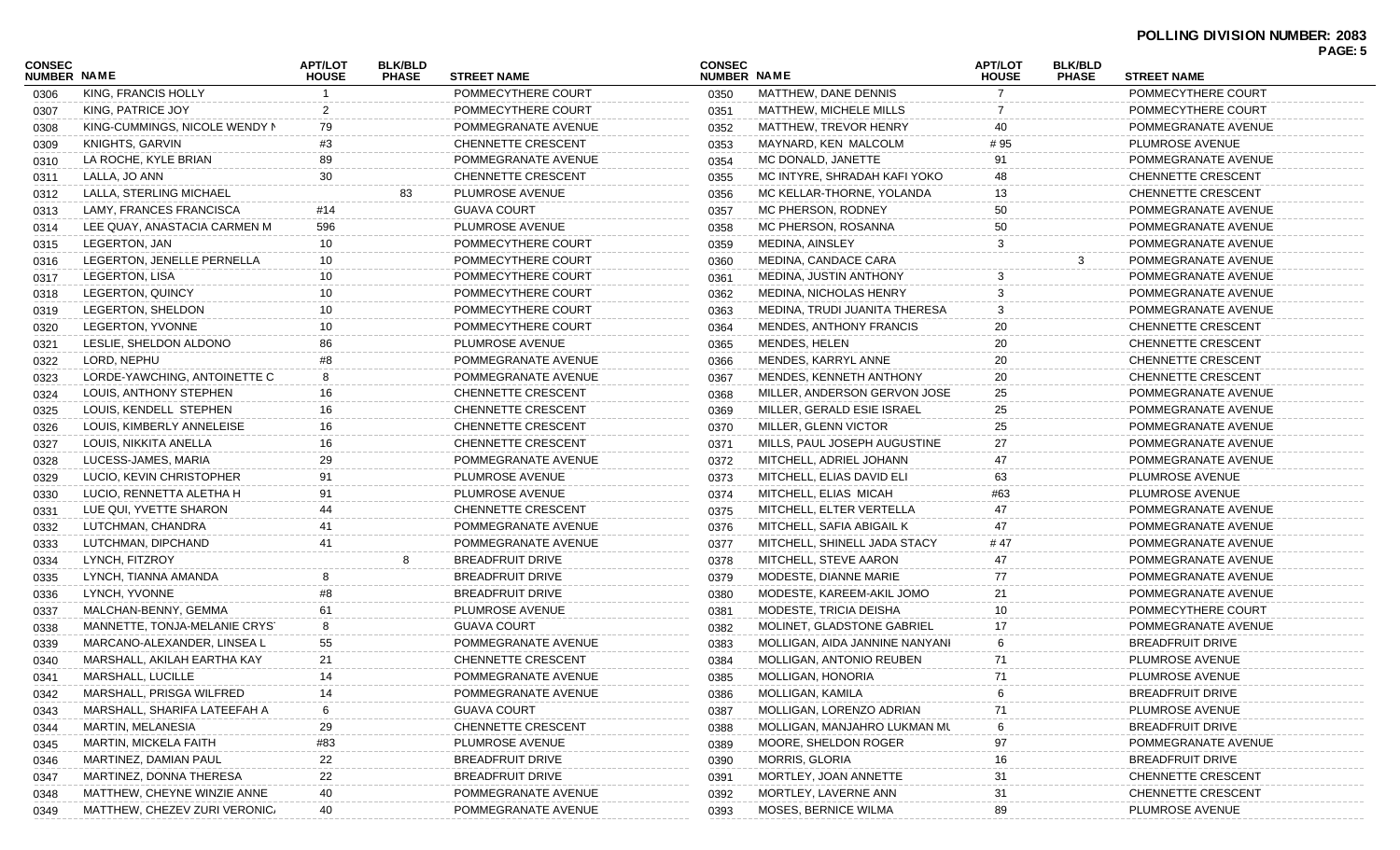**POLLING DIVISION NUMBER: 2083**

| CONSEC NUMBER | NAME | APT/LOT HOUSE | BLK/BLD PHASE | STREET NAME |
|---|---|---|---|---|
| 0306 | KING, FRANCIS HOLLY | 1 | | POMMECYTHERE COURT |
| 0307 | KING, PATRICE JOY | 2 | | POMMECYTHERE COURT |
| 0308 | KING-CUMMINGS, NICOLE WENDY N | 79 | | POMMEGRANATE AVENUE |
| 0309 | KNIGHTS, GARVIN | #3 | | CHENNETTE CRESCENT |
| 0310 | LA ROCHE, KYLE BRIAN | 89 | | POMMEGRANATE AVENUE |
| 0311 | LALLA, JO ANN | 30 | | CHENNETTE CRESCENT |
| 0312 | LALLA, STERLING MICHAEL | | 83 | PLUMROSE AVENUE |
| 0313 | LAMY, FRANCES FRANCISCA | #14 | | GUAVA COURT |
| 0314 | LEE QUAY, ANASTACIA CARMEN M | 596 | | PLUMROSE AVENUE |
| 0315 | LEGERTON, JAN | 10 | | POMMECYTHERE COURT |
| 0316 | LEGERTON, JENELLE PERNELLA | 10 | | POMMECYTHERE COURT |
| 0317 | LEGERTON, LISA | 10 | | POMMECYTHERE COURT |
| 0318 | LEGERTON, QUINCY | 10 | | POMMECYTHERE COURT |
| 0319 | LEGERTON, SHELDON | 10 | | POMMECYTHERE COURT |
| 0320 | LEGERTON, YVONNE | 10 | | POMMECYTHERE COURT |
| 0321 | LESLIE, SHELDON ALDONO | 86 | | PLUMROSE AVENUE |
| 0322 | LORD, NEPHU | #8 | | POMMEGRANATE AVENUE |
| 0323 | LORDE-YAWCHING, ANTOINETTE C | 8 | | POMMEGRANATE AVENUE |
| 0324 | LOUIS, ANTHONY STEPHEN | 16 | | CHENNETTE CRESCENT |
| 0325 | LOUIS, KENDELL STEPHEN | 16 | | CHENNETTE CRESCENT |
| 0326 | LOUIS, KIMBERLY ANNELEISE | 16 | | CHENNETTE CRESCENT |
| 0327 | LOUIS, NIKKITA ANELLA | 16 | | CHENNETTE CRESCENT |
| 0328 | LUCESS-JAMES, MARIA | 29 | | POMMEGRANATE AVENUE |
| 0329 | LUCIO, KEVIN CHRISTOPHER | 91 | | PLUMROSE AVENUE |
| 0330 | LUCIO, RENNETTA ALETHA H | 91 | | PLUMROSE AVENUE |
| 0331 | LUE QUI, YVETTE SHARON | 44 | | CHENNETTE CRESCENT |
| 0332 | LUTCHMAN, CHANDRA | 41 | | POMMEGRANATE AVENUE |
| 0333 | LUTCHMAN, DIPCHAND | 41 | | POMMEGRANATE AVENUE |
| 0334 | LYNCH, FITZROY | | 8 | BREADFRUIT DRIVE |
| 0335 | LYNCH, TIANNA AMANDA | 8 | | BREADFRUIT DRIVE |
| 0336 | LYNCH, YVONNE | #8 | | BREADFRUIT DRIVE |
| 0337 | MALCHAN-BENNY, GEMMA | 61 | | PLUMROSE AVENUE |
| 0338 | MANNETTE, TONJA-MELANIE CRYS | 8 | | GUAVA COURT |
| 0339 | MARCANO-ALEXANDER, LINSEA L | 55 | | POMMEGRANATE AVENUE |
| 0340 | MARSHALL, AKILAH EARTHA KAY | 21 | | CHENNETTE CRESCENT |
| 0341 | MARSHALL, LUCILLE | 14 | | POMMEGRANATE AVENUE |
| 0342 | MARSHALL, PRISGA WILFRED | 14 | | POMMEGRANATE AVENUE |
| 0343 | MARSHALL, SHARIFA LATEEFAH A | 6 | | GUAVA COURT |
| 0344 | MARTIN, MELANESIA | 29 | | CHENNETTE CRESCENT |
| 0345 | MARTIN, MICKELA FAITH | #83 | | PLUMROSE AVENUE |
| 0346 | MARTINEZ, DAMIAN PAUL | 22 | | BREADFRUIT DRIVE |
| 0347 | MARTINEZ, DONNA THERESA | 22 | | BREADFRUIT DRIVE |
| 0348 | MATTHEW, CHEYNE WINZIE ANNE | 40 | | POMMEGRANATE AVENUE |
| 0349 | MATTHEW, CHEZEV ZURI VERONIC | 40 | | POMMEGRANATE AVENUE |
| 0350 | MATTHEW, DANE DENNIS | 7 | | POMMECYTHERE COURT |
| 0351 | MATTHEW, MICHELE MILLS | 7 | | POMMECYTHERE COURT |
| 0352 | MATTHEW, TREVOR HENRY | 40 | | POMMEGRANATE AVENUE |
| 0353 | MAYNARD, KEN MALCOLM | # 95 | | PLUMROSE AVENUE |
| 0354 | MC DONALD, JANETTE | 91 | | POMMEGRANATE AVENUE |
| 0355 | MC INTYRE, SHRADAH KAFI YOKO | 48 | | CHENNETTE CRESCENT |
| 0356 | MC KELLAR-THORNE, YOLANDA | 13 | | CHENNETTE CRESCENT |
| 0357 | MC PHERSON, RODNEY | 50 | | POMMEGRANATE AVENUE |
| 0358 | MC PHERSON, ROSANNA | 50 | | POMMEGRANATE AVENUE |
| 0359 | MEDINA, AINSLEY | 3 | | POMMEGRANATE AVENUE |
| 0360 | MEDINA, CANDACE CARA | | 3 | POMMEGRANATE AVENUE |
| 0361 | MEDINA, JUSTIN ANTHONY | 3 | | POMMEGRANATE AVENUE |
| 0362 | MEDINA, NICHOLAS HENRY | 3 | | POMMEGRANATE AVENUE |
| 0363 | MEDINA, TRUDI JUANITA THERESA | 3 | | POMMEGRANATE AVENUE |
| 0364 | MENDES, ANTHONY FRANCIS | 20 | | CHENNETTE CRESCENT |
| 0365 | MENDES, HELEN | 20 | | CHENNETTE CRESCENT |
| 0366 | MENDES, KARRYL ANNE | 20 | | CHENNETTE CRESCENT |
| 0367 | MENDES, KENNETH ANTHONY | 20 | | CHENNETTE CRESCENT |
| 0368 | MILLER, ANDERSON GERVON JOSE | 25 | | POMMEGRANATE AVENUE |
| 0369 | MILLER, GERALD ESIE ISRAEL | 25 | | POMMEGRANATE AVENUE |
| 0370 | MILLER, GLENN VICTOR | 25 | | POMMEGRANATE AVENUE |
| 0371 | MILLS, PAUL JOSEPH AUGUSTINE | 27 | | POMMEGRANATE AVENUE |
| 0372 | MITCHELL, ADRIEL JOHANN | 47 | | POMMEGRANATE AVENUE |
| 0373 | MITCHELL, ELIAS DAVID ELI | 63 | | PLUMROSE AVENUE |
| 0374 | MITCHELL, ELIAS MICAH | #63 | | PLUMROSE AVENUE |
| 0375 | MITCHELL, ELTER VERTELLA | 47 | | POMMEGRANATE AVENUE |
| 0376 | MITCHELL, SAFIA ABIGAIL K | 47 | | POMMEGRANATE AVENUE |
| 0377 | MITCHELL, SHINELL JADA STACY | # 47 | | POMMEGRANATE AVENUE |
| 0378 | MITCHELL, STEVE AARON | 47 | | POMMEGRANATE AVENUE |
| 0379 | MODESTE, DIANNE MARIE | 77 | | POMMEGRANATE AVENUE |
| 0380 | MODESTE, KAREEM-AKIL JOMO | 21 | | POMMEGRANATE AVENUE |
| 0381 | MODESTE, TRICIA DEISHA | 10 | | POMMECYTHERE COURT |
| 0382 | MOLINET, GLADSTONE GABRIEL | 17 | | POMMEGRANATE AVENUE |
| 0383 | MOLLIGAN, AIDA JANNINE NANYANI | 6 | | BREADFRUIT DRIVE |
| 0384 | MOLLIGAN, ANTONIO REUBEN | 71 | | PLUMROSE AVENUE |
| 0385 | MOLLIGAN, HONORIA | 71 | | PLUMROSE AVENUE |
| 0386 | MOLLIGAN, KAMILA | 6 | | BREADFRUIT DRIVE |
| 0387 | MOLLIGAN, LORENZO ADRIAN | 71 | | PLUMROSE AVENUE |
| 0388 | MOLLIGAN, MANJAHRO LUKMAN ML | 6 | | BREADFRUIT DRIVE |
| 0389 | MOORE, SHELDON ROGER | 97 | | POMMEGRANATE AVENUE |
| 0390 | MORRIS, GLORIA | 16 | | BREADFRUIT DRIVE |
| 0391 | MORTLEY, JOAN ANNETTE | 31 | | CHENNETTE CRESCENT |
| 0392 | MORTLEY, LAVERNE ANN | 31 | | CHENNETTE CRESCENT |
| 0393 | MOSES, BERNICE WILMA | 89 | | PLUMROSE AVENUE |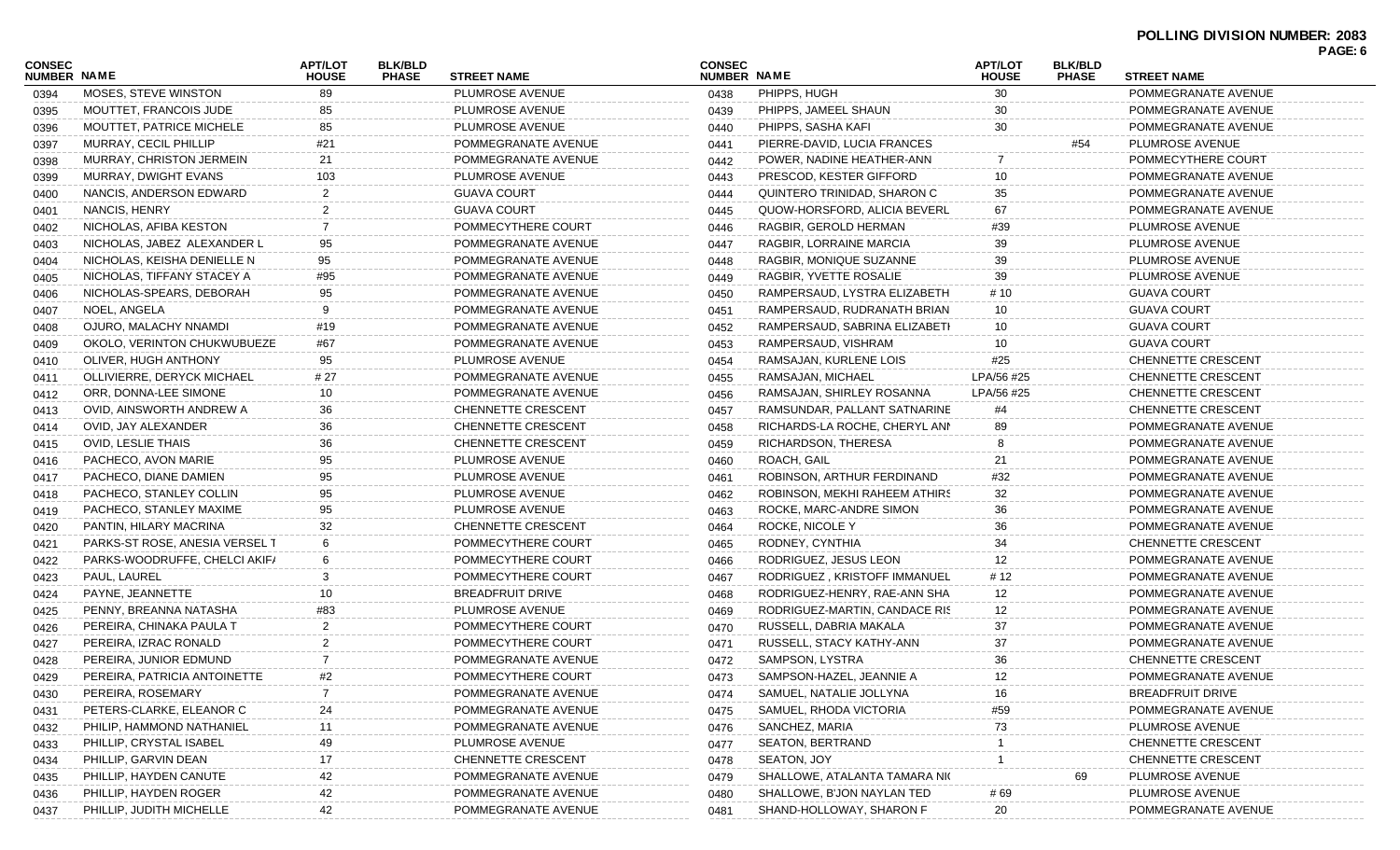**POLLING DIVISION NUMBER: 2083**

| CONSEC NUMBER | NAME | APT/LOT HOUSE | BLK/BLD PHASE | STREET NAME |
|---|---|---|---|---|
| 0394 | MOSES, STEVE WINSTON | 89 | | PLUMROSE AVENUE |
| 0395 | MOUTTET, FRANCOIS JUDE | 85 | | PLUMROSE AVENUE |
| 0396 | MOUTTET, PATRICE MICHELE | 85 | | PLUMROSE AVENUE |
| 0397 | MURRAY, CECIL PHILLIP | #21 | | POMMEGRANATE AVENUE |
| 0398 | MURRAY, CHRISTON JERMEIN | 21 | | POMMEGRANATE AVENUE |
| 0399 | MURRAY, DWIGHT EVANS | 103 | | PLUMROSE AVENUE |
| 0400 | NANCIS, ANDERSON EDWARD | 2 | | GUAVA COURT |
| 0401 | NANCIS, HENRY | 2 | | GUAVA COURT |
| 0402 | NICHOLAS, AFIBA KESTON | 7 | | POMMECYTHERE COURT |
| 0403 | NICHOLAS, JABEZ ALEXANDER L | 95 | | POMMEGRANATE AVENUE |
| 0404 | NICHOLAS, KEISHA DENIELLE N | 95 | | POMMEGRANATE AVENUE |
| 0405 | NICHOLAS, TIFFANY STACEY A | #95 | | POMMEGRANATE AVENUE |
| 0406 | NICHOLAS-SPEARS, DEBORAH | 95 | | POMMEGRANATE AVENUE |
| 0407 | NOEL, ANGELA | 9 | | POMMEGRANATE AVENUE |
| 0408 | OJURO, MALACHY NNAMDI | #19 | | POMMEGRANATE AVENUE |
| 0409 | OKOLO, VERINTON CHUKWUBUEZE | #67 | | POMMEGRANATE AVENUE |
| 0410 | OLIVER, HUGH ANTHONY | 95 | | PLUMROSE AVENUE |
| 0411 | OLLIVIERRE, DERYCK MICHAEL | # 27 | | POMMEGRANATE AVENUE |
| 0412 | ORR, DONNA-LEE SIMONE | 10 | | POMMEGRANATE AVENUE |
| 0413 | OVID, AINSWORTH ANDREW A | 36 | | CHENNETTE CRESCENT |
| 0414 | OVID, JAY ALEXANDER | 36 | | CHENNETTE CRESCENT |
| 0415 | OVID, LESLIE THAIS | 36 | | CHENNETTE CRESCENT |
| 0416 | PACHECO, AVON MARIE | 95 | | PLUMROSE AVENUE |
| 0417 | PACHECO, DIANE DAMIEN | 95 | | PLUMROSE AVENUE |
| 0418 | PACHECO, STANLEY COLLIN | 95 | | PLUMROSE AVENUE |
| 0419 | PACHECO, STANLEY MAXIME | 95 | | PLUMROSE AVENUE |
| 0420 | PANTIN, HILARY MACRINA | 32 | | CHENNETTE CRESCENT |
| 0421 | PARKS-ST ROSE, ANESIA VERSEL T | 6 | | POMMECYTHERE COURT |
| 0422 | PARKS-WOODRUFFE, CHELCI AKIF/ | 6 | | POMMECYTHERE COURT |
| 0423 | PAUL, LAUREL | 3 | | POMMECYTHERE COURT |
| 0424 | PAYNE, JEANNETTE | 10 | | BREADFRUIT DRIVE |
| 0425 | PENNY, BREANNA NATASHA | #83 | | PLUMROSE AVENUE |
| 0426 | PEREIRA, CHINAKA PAULA T | 2 | | POMMECYTHERE COURT |
| 0427 | PEREIRA, IZRAC RONALD | 2 | | POMMECYTHERE COURT |
| 0428 | PEREIRA, JUNIOR EDMUND | 7 | | POMMEGRANATE AVENUE |
| 0429 | PEREIRA, PATRICIA ANTOINETTE | #2 | | POMMECYTHERE COURT |
| 0430 | PEREIRA, ROSEMARY | 7 | | POMMEGRANATE AVENUE |
| 0431 | PETERS-CLARKE, ELEANOR C | 24 | | POMMEGRANATE AVENUE |
| 0432 | PHILIP, HAMMOND NATHANIEL | 11 | | POMMEGRANATE AVENUE |
| 0433 | PHILLIP, CRYSTAL ISABEL | 49 | | PLUMROSE AVENUE |
| 0434 | PHILLIP, GARVIN DEAN | 17 | | CHENNETTE CRESCENT |
| 0435 | PHILLIP, HAYDEN CANUTE | 42 | | POMMEGRANATE AVENUE |
| 0436 | PHILLIP, HAYDEN ROGER | 42 | | POMMEGRANATE AVENUE |
| 0437 | PHILLIP, JUDITH MICHELLE | 42 | | POMMEGRANATE AVENUE |
| 0438 | PHIPPS, HUGH | 30 | | POMMEGRANATE AVENUE |
| 0439 | PHIPPS, JAMEEL SHAUN | 30 | | POMMEGRANATE AVENUE |
| 0440 | PHIPPS, SASHA KAFI | 30 | | POMMEGRANATE AVENUE |
| 0441 | PIERRE-DAVID, LUCIA FRANCES | | #54 | PLUMROSE AVENUE |
| 0442 | POWER, NADINE HEATHER-ANN | 7 | | POMMECYTHERE COURT |
| 0443 | PRESCOD, KESTER GIFFORD | 10 | | POMMEGRANATE AVENUE |
| 0444 | QUINTERO TRINIDAD, SHARON C | 35 | | POMMEGRANATE AVENUE |
| 0445 | QUOW-HORSFORD, ALICIA BEVERL | 67 | | POMMEGRANATE AVENUE |
| 0446 | RAGBIR, GEROLD HERMAN | #39 | | PLUMROSE AVENUE |
| 0447 | RAGBIR, LORRAINE MARCIA | 39 | | PLUMROSE AVENUE |
| 0448 | RAGBIR, MONIQUE SUZANNE | 39 | | PLUMROSE AVENUE |
| 0449 | RAGBIR, YVETTE ROSALIE | 39 | | PLUMROSE AVENUE |
| 0450 | RAMPERSAUD, LYSTRA ELIZABETH | # 10 | | GUAVA COURT |
| 0451 | RAMPERSAUD, RUDRANATH BRIAN | 10 | | GUAVA COURT |
| 0452 | RAMPERSAUD, SABRINA ELIZABETI | 10 | | GUAVA COURT |
| 0453 | RAMPERSAUD, VISHRAM | 10 | | GUAVA COURT |
| 0454 | RAMSAJAN, KURLENE LOIS | #25 | | CHENNETTE CRESCENT |
| 0455 | RAMSAJAN, MICHAEL | LPA/56 #25 | | CHENNETTE CRESCENT |
| 0456 | RAMSAJAN, SHIRLEY ROSANNA | LPA/56 #25 | | CHENNETTE CRESCENT |
| 0457 | RAMSUNDAR, PALLANT SATNARINE | #4 | | CHENNETTE CRESCENT |
| 0458 | RICHARDS-LA ROCHE, CHERYL ANI | 89 | | POMMEGRANATE AVENUE |
| 0459 | RICHARDSON, THERESA | 8 | | POMMEGRANATE AVENUE |
| 0460 | ROACH, GAIL | 21 | | POMMEGRANATE AVENUE |
| 0461 | ROBINSON, ARTHUR FERDINAND | #32 | | POMMEGRANATE AVENUE |
| 0462 | ROBINSON, MEKHI RAHEEM ATHIRS | 32 | | POMMEGRANATE AVENUE |
| 0463 | ROCKE, MARC-ANDRE SIMON | 36 | | POMMEGRANATE AVENUE |
| 0464 | ROCKE, NICOLE Y | 36 | | POMMEGRANATE AVENUE |
| 0465 | RODNEY, CYNTHIA | 34 | | CHENNETTE CRESCENT |
| 0466 | RODRIGUEZ, JESUS LEON | 12 | | POMMEGRANATE AVENUE |
| 0467 | RODRIGUEZ , KRISTOFF IMMANUEL | # 12 | | POMMEGRANATE AVENUE |
| 0468 | RODRIGUEZ-HENRY, RAE-ANN SHA | 12 | | POMMEGRANATE AVENUE |
| 0469 | RODRIGUEZ-MARTIN, CANDACE RIS | 12 | | POMMEGRANATE AVENUE |
| 0470 | RUSSELL, DABRIA MAKALA | 37 | | POMMEGRANATE AVENUE |
| 0471 | RUSSELL, STACY KATHY-ANN | 37 | | POMMEGRANATE AVENUE |
| 0472 | SAMPSON, LYSTRA | 36 | | CHENNETTE CRESCENT |
| 0473 | SAMPSON-HAZEL, JEANNIE A | 12 | | POMMEGRANATE AVENUE |
| 0474 | SAMUEL, NATALIE JOLLYNA | 16 | | BREADFRUIT DRIVE |
| 0475 | SAMUEL, RHODA VICTORIA | #59 | | POMMEGRANATE AVENUE |
| 0476 | SANCHEZ, MARIA | 73 | | PLUMROSE AVENUE |
| 0477 | SEATON, BERTRAND | 1 | | CHENNETTE CRESCENT |
| 0478 | SEATON, JOY | 1 | | CHENNETTE CRESCENT |
| 0479 | SHALLOWE, ATALANTA TAMARA NIC | | 69 | PLUMROSE AVENUE |
| 0480 | SHALLOWE, B'JON NAYLAN TED | # 69 | | PLUMROSE AVENUE |
| 0481 | SHAND-HOLLOWAY, SHARON F | 20 | | POMMEGRANATE AVENUE |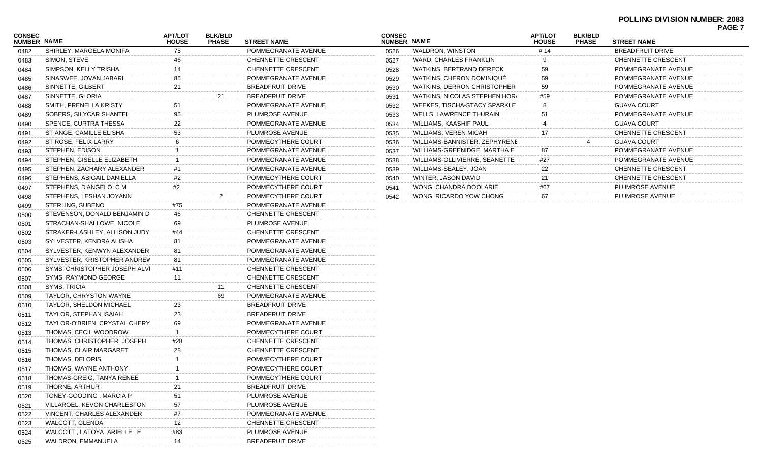**POLLING DIVISION NUMBER: 2083**

| CONSEC NUMBER | NAME | APT/LOT HOUSE | BLK/BLD PHASE | STREET NAME |
|---|---|---|---|---|
| 0482 | SHIRLEY, MARGELA MONIFA | 75 | | POMMEGRANATE AVENUE |
| 0483 | SIMON, STEVE | 46 | | CHENNETTE CRESCENT |
| 0484 | SIMPSON, KELLY TRISHA | 14 | | CHENNETTE CRESCENT |
| 0485 | SINASWEE, JOVAN JABARI | 85 | | POMMEGRANATE AVENUE |
| 0486 | SINNETTE, GILBERT | 21 | | BREADFRUIT DRIVE |
| 0487 | SINNETTE, GLORIA | | 21 | BREADFRUIT DRIVE |
| 0488 | SMITH, PRENELLA KRISTY | 51 | | POMMEGRANATE AVENUE |
| 0489 | SOBERS, SILYCAR SHANTEL | 95 | | PLUMROSE AVENUE |
| 0490 | SPENCE, CURTRA THESSA | 22 | | POMMEGRANATE AVENUE |
| 0491 | ST ANGE, CAMILLE ELISHA | 53 | | PLUMROSE AVENUE |
| 0492 | ST ROSE, FELIX LARRY | 6 | | POMMECYTHERE COURT |
| 0493 | STEPHEN, EDISON | 1 | | POMMEGRANATE AVENUE |
| 0494 | STEPHEN, GISELLE ELIZABETH | 1 | | POMMEGRANATE AVENUE |
| 0495 | STEPHEN, ZACHARY ALEXANDER | #1 | | POMMEGRANATE AVENUE |
| 0496 | STEPHENS, ABIGAIL DANIELLA | #2 | | POMMECYTHERE COURT |
| 0497 | STEPHENS, D'ANGELO C M | #2 | | POMMECYTHERE COURT |
| 0498 | STEPHENS, LESHAN JOYANN | | 2 | POMMECYTHERE COURT |
| 0499 | STERLING, SUBENO | #75 | | POMMEGRANATE AVENUE |
| 0500 | STEVENSON, DONALD BENJAMIN D | 46 | | CHENNETTE CRESCENT |
| 0501 | STRACHAN-SHALLOWE, NICOLE | 69 | | PLUMROSE AVENUE |
| 0502 | STRAKER-LASHLEY, ALLISON JUDY | #44 | | CHENNETTE CRESCENT |
| 0503 | SYLVESTER, KENDRA ALISHA | 81 | | POMMEGRANATE AVENUE |
| 0504 | SYLVESTER, KENWYN ALEXANDER | 81 | | POMMEGRANATE AVENUE |
| 0505 | SYLVESTER, KRISTOPHER ANDREW | 81 | | POMMEGRANATE AVENUE |
| 0506 | SYMS, CHRISTOPHER JOSEPH ALVI | #11 | | CHENNETTE CRESCENT |
| 0507 | SYMS, RAYMOND GEORGE | 11 | | CHENNETTE CRESCENT |
| 0508 | SYMS, TRICIA | | 11 | CHENNETTE CRESCENT |
| 0509 | TAYLOR, CHRYSTON WAYNE | | 69 | POMMEGRANATE AVENUE |
| 0510 | TAYLOR, SHELDON MICHAEL | 23 | | BREADFRUIT DRIVE |
| 0511 | TAYLOR, STEPHAN ISAIAH | 23 | | BREADFRUIT DRIVE |
| 0512 | TAYLOR-O'BRIEN, CRYSTAL CHERY | 69 | | POMMEGRANATE AVENUE |
| 0513 | THOMAS, CECIL WOODROW | 1 | | POMMECYTHERE COURT |
| 0514 | THOMAS, CHRISTOPHER JOSEPH | #28 | | CHENNETTE CRESCENT |
| 0515 | THOMAS, CLAIR MARGARET | 28 | | CHENNETTE CRESCENT |
| 0516 | THOMAS, DELORIS | 1 | | POMMECYTHERE COURT |
| 0517 | THOMAS, WAYNE ANTHONY | 1 | | POMMECYTHERE COURT |
| 0518 | THOMAS-GREIG, TANYA RENEÉ | 1 | | POMMECYTHERE COURT |
| 0519 | THORNE, ARTHUR | 21 | | BREADFRUIT DRIVE |
| 0520 | TONEY-GOODING , MARCIA P | 51 | | PLUMROSE AVENUE |
| 0521 | VILLAROEL, KEVON CHARLESTON | 57 | | PLUMROSE AVENUE |
| 0522 | VINCENT, CHARLES ALEXANDER | #7 | | POMMEGRANATE AVENUE |
| 0523 | WALCOTT, GLENDA | 12 | | CHENNETTE CRESCENT |
| 0524 | WALCOTT , LATOYA ARIELLE E | #83 | | PLUMROSE AVENUE |
| 0525 | WALDRON, EMMANUELA | 14 | | BREADFRUIT DRIVE |
| 0526 | WALDRON, WINSTON | # 14 | | BREADFRUIT DRIVE |
| 0527 | WARD, CHARLES FRANKLIN | 9 | | CHENNETTE CRESCENT |
| 0528 | WATKINS, BERTRAND DERECK | 59 | | POMMEGRANATE AVENUE |
| 0529 | WATKINS, CHERON DOMINIQUÉ | 59 | | POMMEGRANATE AVENUE |
| 0530 | WATKINS, DERRON CHRISTOPHER | 59 | | POMMEGRANATE AVENUE |
| 0531 | WATKINS, NICOLAS STEPHEN HOR/ | #59 | | POMMEGRANATE AVENUE |
| 0532 | WEEKES, TISCHA-STACY SPARKLE | 8 | | GUAVA COURT |
| 0533 | WELLS, LAWRENCE THURAIN | 51 | | POMMEGRANATE AVENUE |
| 0534 | WILLIAMS, KAASHIF PAUL | 4 | | GUAVA COURT |
| 0535 | WILLIAMS, VEREN MICAH | 17 | | CHENNETTE CRESCENT |
| 0536 | WILLIAMS-BANNISTER, ZEPHYRENE | | 4 | GUAVA COURT |
| 0537 | WILLIAMS-GREENIDGE, MARTHA E | 87 | | POMMEGRANATE AVENUE |
| 0538 | WILLIAMS-OLLIVIERRE, SEANETTE | #27 | | POMMEGRANATE AVENUE |
| 0539 | WILLIAMS-SEALEY, JOAN | 22 | | CHENNETTE CRESCENT |
| 0540 | WINTER, JASON DAVID | 21 | | CHENNETTE CRESCENT |
| 0541 | WONG, CHANDRA DOOLARIE | #67 | | PLUMROSE AVENUE |
| 0542 | WONG, RICARDO YOW CHONG | 67 | | PLUMROSE AVENUE |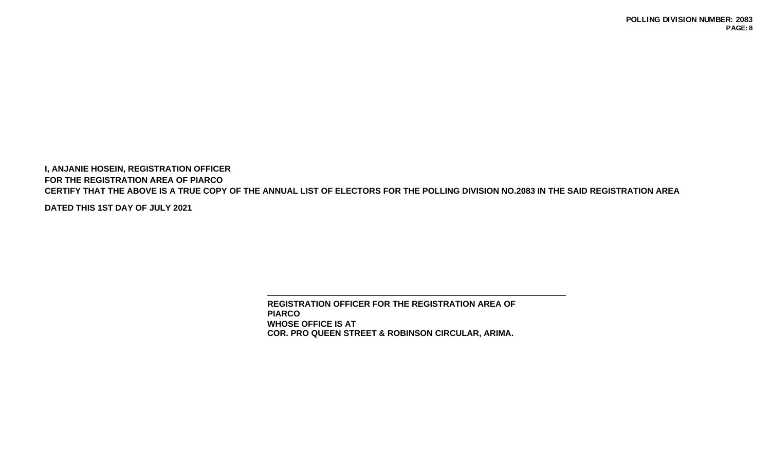**I, ANJANIE HOSEIN, REGISTRATION OFFICER**
**FOR THE REGISTRATION AREA OF PIARCO**
**CERTIFY THAT THE ABOVE IS A TRUE COPY OF THE ANNUAL LIST OF ELECTORS FOR THE POLLING DIVISION NO.2083 IN THE SAID REGISTRATION AREA**

**DATED THIS 1ST DAY OF JULY 2021**

---

**REGISTRATION OFFICER FOR THE REGISTRATION AREA OF PIARCO**
**WHOSE OFFICE IS AT**
**COR. PRO QUEEN STREET & ROBINSON CIRCULAR, ARIMA.**